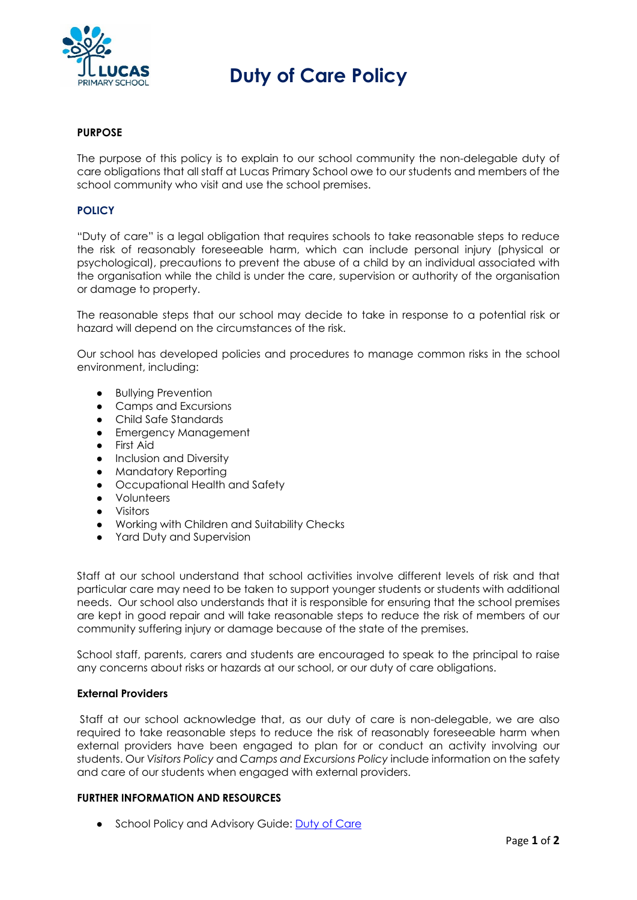# Duty of Care Policy

## PURPOSE

The purpose of this policy is to explain to our school community the non-delegable duty of care obligations that all staff at Lucas Primary School owe to our students and members of the school community who visit and use the school premises.

## POLICY

"Duty of care" is a legal obligation that requires schools to take reasonable steps to reduce the risk of reasonably foreseeable harm, which can include personal injury (physical or psychological), precautions to prevent the abuse of a child by an individual associated with the organisation while the child is under the care, supervision or authority of the organisation or damage to property.

The reasonable steps that our school may decide to take in response to a potential risk or hazard will depend on the circumstances of the risk.

Our school has developed policies and procedures to manage common risks in the school environment, including:

- Bullying Prevention
- Camps and Excursions
- Child Safe Standards
- Emergency Management
- First Aid
- Inclusion and Diversity
- Mandatory Reporting
- Occupational Health and Safety
- Volunteers
- Visitors
- Working with Children and Suitability Checks
- Yard Duty and Supervision

Staff at our school understand that school activities involve different levels of risk and that particular care may need to be taken to support younger students or students with additional needs. Our school also understands that it is responsible for ensuring that the school premises are kept in good repair and will take reasonable steps to reduce the risk of members of our community suffering injury or damage because of the state of the premises.

School staff, parents, carers and students are encouraged to speak to the principal to raise any concerns about risks or hazards at our school, or our duty of care obligations.

### External Providers

Staff at our school acknowledge that, as our duty of care is non-delegable, we are also required to take reasonable steps to reduce the risk of reasonably foreseeable harm when external providers have been engaged to plan for or conduct an activity involving our students. Our *Visitors Policy* and *Camps and Excursions Policy* include information on the safety and care of our students when engaged with external providers.

## FURTHER INFORMATION AND RESOURCES

- School Policy and Advisory Guide: Duty of Care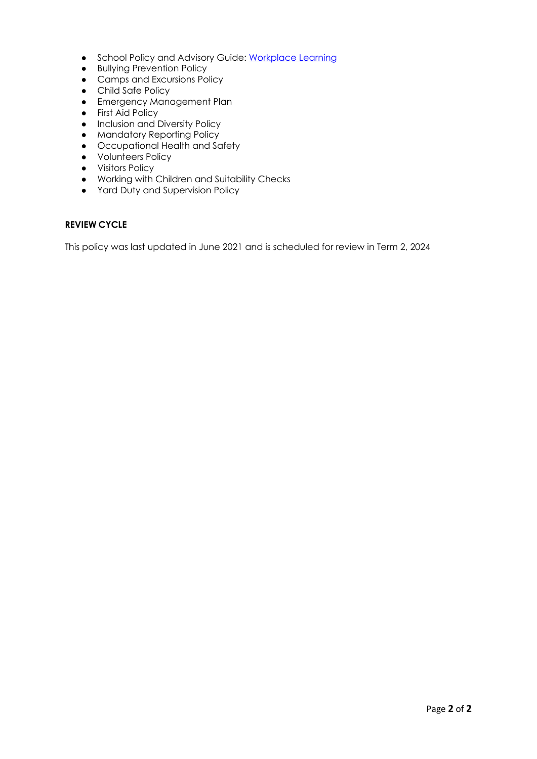- School Policy and Advisory Guide: [Workplace Learning]
- Bullying Prevention Policy
- Camps and Excursions Policy
- Child Safe Policy
- Emergency Management Plan
- First Aid Policy
- Inclusion and Diversity Policy
- Mandatory Reporting Policy
- Occupational Health and Safety
- Volunteers Policy
- Visitors Policy
- Working with Children and Suitability Checks
- Yard Duty and Supervision Policy

**REVIEW CYCLE**

This policy was last updated in June 2021 and is scheduled for review in Term 2, 2024